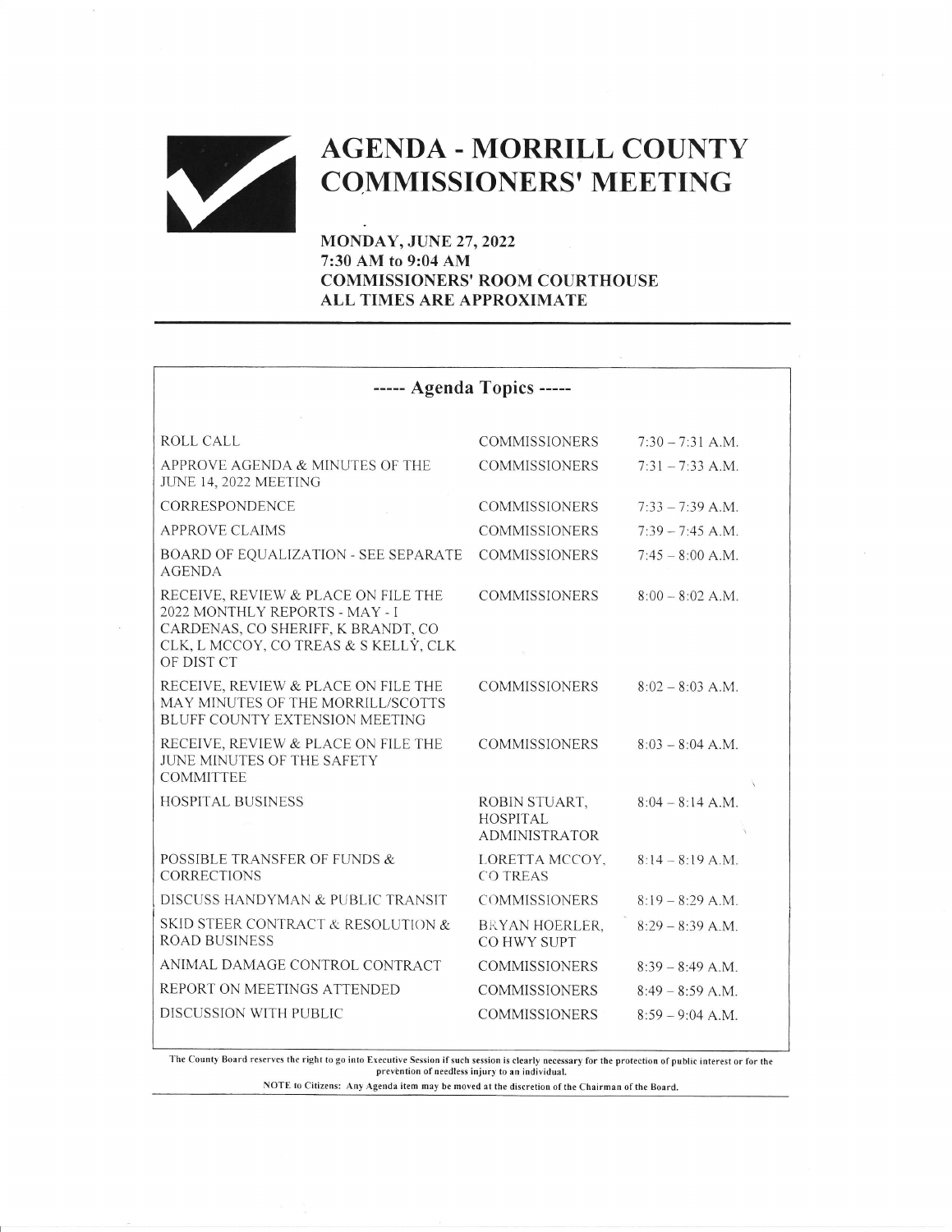# AGENDA - MORRILL COUNTY COMMISSIONERS' MEETING

**MONDAY, JUNE 27, 2022**
**7:30 AM to 9:04 AM**
**COMMISSIONERS' ROOM COURTHOUSE**
**ALL TIMES ARE APPROXIMATE**

## ----- Agenda Topics -----

| | | |
|---|---|---|
| ROLL CALL | COMMISSIONERS | 7:30 – 7:31 A.M. |
| APPROVE AGENDA & MINUTES OF THE JUNE 14, 2022 MEETING | COMMISSIONERS | 7:31 – 7:33 A.M. |
| CORRESPONDENCE | COMMISSIONERS | 7:33 – 7:39 A.M. |
| APPROVE CLAIMS | COMMISSIONERS | 7:39 – 7:45 A.M. |
| BOARD OF EQUALIZATION - SEE SEPARATE AGENDA | COMMISSIONERS | 7:45 – 8:00 A.M. |
| RECEIVE, REVIEW & PLACE ON FILE THE 2022 MONTHLY REPORTS - MAY - I CARDENAS, CO SHERIFF, K BRANDT, CO CLK, L MCCOY, CO TREAS & S KELLY, CLK OF DIST CT | COMMISSIONERS | 8:00 – 8:02 A.M. |
| RECEIVE, REVIEW & PLACE ON FILE THE MAY MINUTES OF THE MORRILL/SCOTTS BLUFF COUNTY EXTENSION MEETING | COMMISSIONERS | 8:02 – 8:03 A.M. |
| RECEIVE, REVIEW & PLACE ON FILE THE JUNE MINUTES OF THE SAFETY COMMITTEE | COMMISSIONERS | 8:03 – 8:04 A.M. |
| HOSPITAL BUSINESS | ROBIN STUART, HOSPITAL ADMINISTRATOR | 8:04 – 8:14 A.M. |
| POSSIBLE TRANSFER OF FUNDS & CORRECTIONS | LORETTA MCCOY, CO TREAS | 8:14 – 8:19 A.M. |
| DISCUSS HANDYMAN & PUBLIC TRANSIT | COMMISSIONERS | 8:19 – 8:29 A.M. |
| SKID STEER CONTRACT & RESOLUTION & ROAD BUSINESS | BRYAN HOERLER, CO HWY SUPT | 8:29 – 8:39 A.M. |
| ANIMAL DAMAGE CONTROL CONTRACT | COMMISSIONERS | 8:39 – 8:49 A.M. |
| REPORT ON MEETINGS ATTENDED | COMMISSIONERS | 8:49 – 8:59 A.M. |
| DISCUSSION WITH PUBLIC | COMMISSIONERS | 8:59 – 9:04 A.M. |

**The County Board reserves the right to go into Executive Session if such session is clearly necessary for the protection of public interest or for the prevention of needless injury to an individual.**

**NOTE to Citizens: Any Agenda item may be moved at the discretion of the Chairman of the Board.**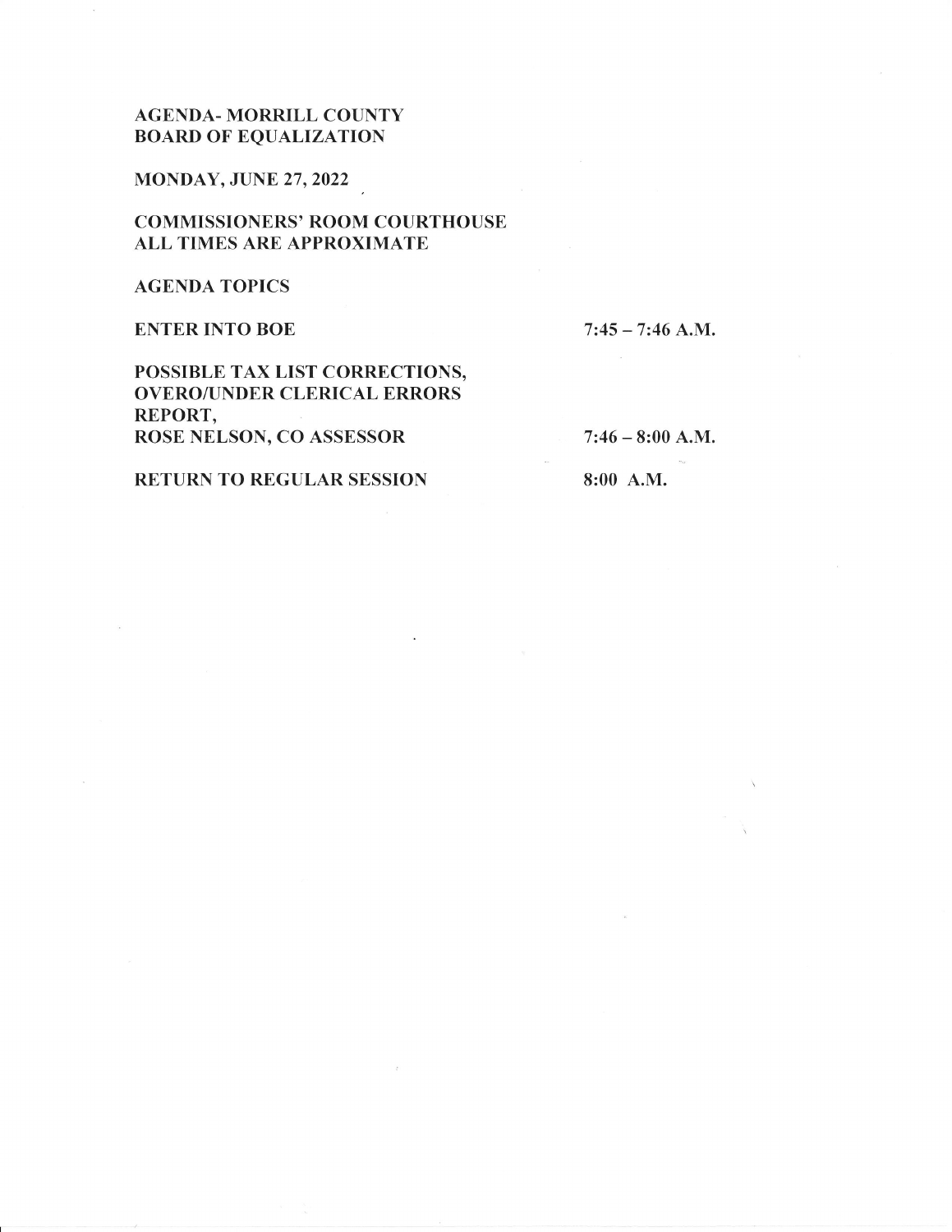**AGENDA- MORRILL COUNTY**
**BOARD OF EQUALIZATION**

**MONDAY, JUNE 27, 2022**

**COMMISSIONERS' ROOM COURTHOUSE**
**ALL TIMES ARE APPROXIMATE**

**AGENDA TOPICS**

| | |
|---|---|
| **ENTER INTO BOE** | **7:45 – 7:46 A.M.** |
| **POSSIBLE TAX LIST CORRECTIONS, OVERO/UNDER CLERICAL ERRORS REPORT, ROSE NELSON, CO ASSESSOR** | **7:46 – 8:00 A.M.** |
| **RETURN TO REGULAR SESSION** | **8:00 A.M.** |